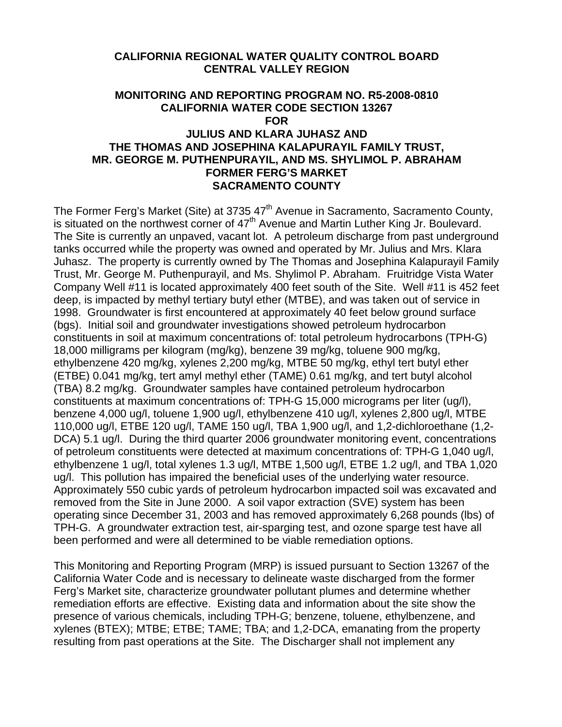**CALIFORNIA REGIONAL WATER QUALITY CONTROL BOARD**
**CENTRAL VALLEY REGION**

**MONITORING AND REPORTING PROGRAM NO. R5-2008-0810**
**CALIFORNIA WATER CODE SECTION 13267**
**FOR**
**JULIUS AND KLARA JUHASZ AND**
**THE THOMAS AND JOSEPHINA KALAPURAYIL FAMILY TRUST,**
**MR. GEORGE M. PUTHENPURAYIL, AND MS. SHYLIMOL P. ABRAHAM**
**FORMER FERG'S MARKET**
**SACRAMENTO COUNTY**

The Former Ferg's Market (Site) at 3735 47th Avenue in Sacramento, Sacramento County, is situated on the northwest corner of 47th Avenue and Martin Luther King Jr. Boulevard. The Site is currently an unpaved, vacant lot. A petroleum discharge from past underground tanks occurred while the property was owned and operated by Mr. Julius and Mrs. Klara Juhasz. The property is currently owned by The Thomas and Josephina Kalapurayil Family Trust, Mr. George M. Puthenpurayil, and Ms. Shylimol P. Abraham. Fruitridge Vista Water Company Well #11 is located approximately 400 feet south of the Site. Well #11 is 452 feet deep, is impacted by methyl tertiary butyl ether (MTBE), and was taken out of service in 1998. Groundwater is first encountered at approximately 40 feet below ground surface (bgs). Initial soil and groundwater investigations showed petroleum hydrocarbon constituents in soil at maximum concentrations of: total petroleum hydrocarbons (TPH-G) 18,000 milligrams per kilogram (mg/kg), benzene 39 mg/kg, toluene 900 mg/kg, ethylbenzene 420 mg/kg, xylenes 2,200 mg/kg, MTBE 50 mg/kg, ethyl tert butyl ether (ETBE) 0.041 mg/kg, tert amyl methyl ether (TAME) 0.61 mg/kg, and tert butyl alcohol (TBA) 8.2 mg/kg. Groundwater samples have contained petroleum hydrocarbon constituents at maximum concentrations of: TPH-G 15,000 micrograms per liter (ug/l), benzene 4,000 ug/l, toluene 1,900 ug/l, ethylbenzene 410 ug/l, xylenes 2,800 ug/l, MTBE 110,000 ug/l, ETBE 120 ug/l, TAME 150 ug/l, TBA 1,900 ug/l, and 1,2-dichloroethane (1,2-DCA) 5.1 ug/l. During the third quarter 2006 groundwater monitoring event, concentrations of petroleum constituents were detected at maximum concentrations of: TPH-G 1,040 ug/l, ethylbenzene 1 ug/l, total xylenes 1.3 ug/l, MTBE 1,500 ug/l, ETBE 1.2 ug/l, and TBA 1,020 ug/l. This pollution has impaired the beneficial uses of the underlying water resource. Approximately 550 cubic yards of petroleum hydrocarbon impacted soil was excavated and removed from the Site in June 2000. A soil vapor extraction (SVE) system has been operating since December 31, 2003 and has removed approximately 6,268 pounds (lbs) of TPH-G. A groundwater extraction test, air-sparging test, and ozone sparge test have all been performed and were all determined to be viable remediation options.

This Monitoring and Reporting Program (MRP) is issued pursuant to Section 13267 of the California Water Code and is necessary to delineate waste discharged from the former Ferg's Market site, characterize groundwater pollutant plumes and determine whether remediation efforts are effective. Existing data and information about the site show the presence of various chemicals, including TPH-G; benzene, toluene, ethylbenzene, and xylenes (BTEX); MTBE; ETBE; TAME; TBA; and 1,2-DCA, emanating from the property resulting from past operations at the Site. The Discharger shall not implement any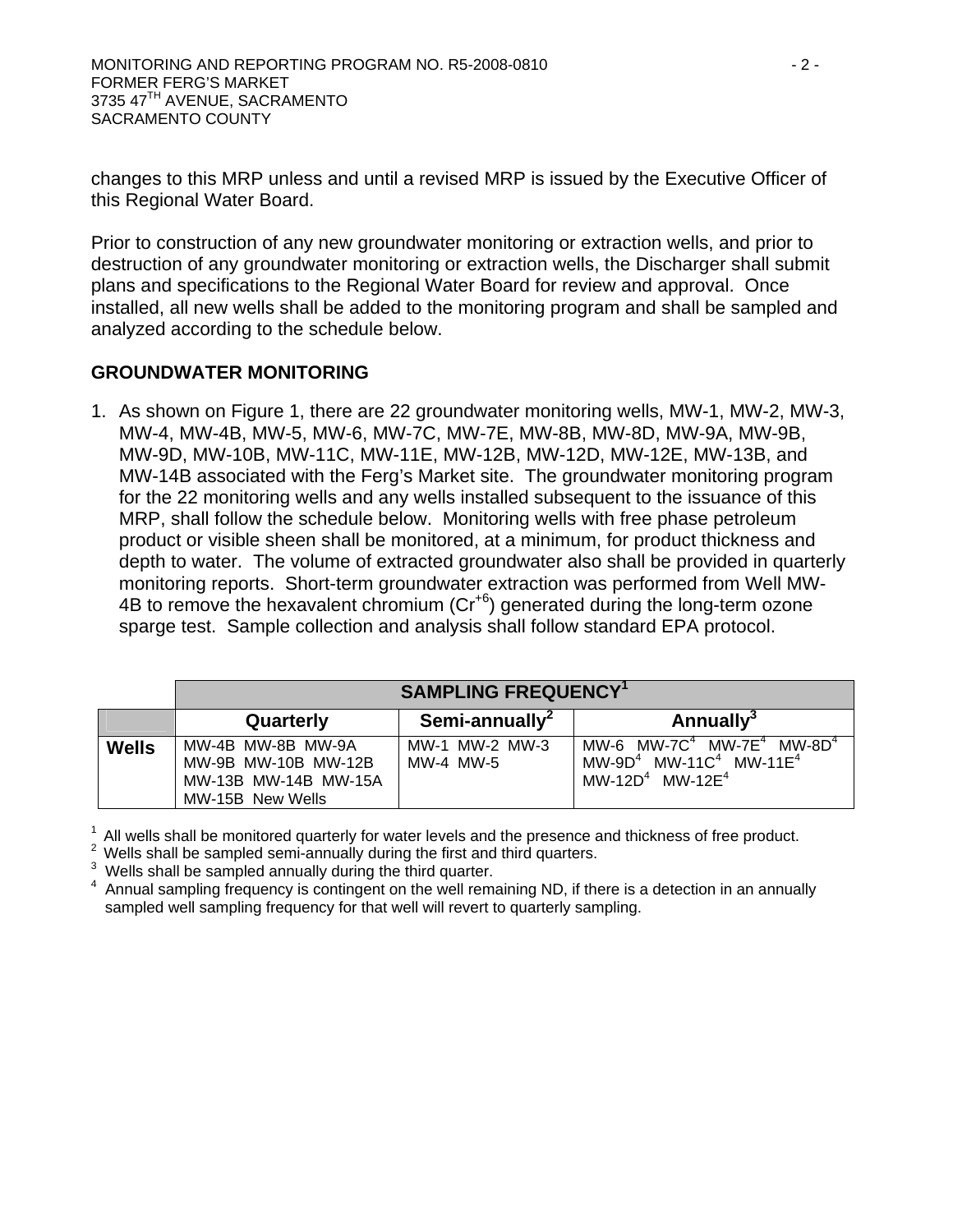changes to this MRP unless and until a revised MRP is issued by the Executive Officer of this Regional Water Board.

Prior to construction of any new groundwater monitoring or extraction wells, and prior to destruction of any groundwater monitoring or extraction wells, the Discharger shall submit plans and specifications to the Regional Water Board for review and approval. Once installed, all new wells shall be added to the monitoring program and shall be sampled and analyzed according to the schedule below.

## GROUNDWATER MONITORING

1. As shown on Figure 1, there are 22 groundwater monitoring wells, MW-1, MW-2, MW-3, MW-4, MW-4B, MW-5, MW-6, MW-7C, MW-7E, MW-8B, MW-8D, MW-9A, MW-9B, MW-9D, MW-10B, MW-11C, MW-11E, MW-12B, MW-12D, MW-12E, MW-13B, and MW-14B associated with the Ferg's Market site. The groundwater monitoring program for the 22 monitoring wells and any wells installed subsequent to the issuance of this MRP, shall follow the schedule below. Monitoring wells with free phase petroleum product or visible sheen shall be monitored, at a minimum, for product thickness and depth to water. The volume of extracted groundwater also shall be provided in quarterly monitoring reports. Short-term groundwater extraction was performed from Well MW-4B to remove the hexavalent chromium ($Cr^{+6}$) generated during the long-term ozone sparge test. Sample collection and analysis shall follow standard EPA protocol.

| | SAMPLING FREQUENCY[1] | | |
|---|---|---|---|
| | Quarterly | Semi-annually[2] | Annually[3] |
| **Wells** | MW-4B MW-8B MW-9A MW-9B MW-10B MW-12B MW-13B MW-14B MW-15A MW-15B New Wells | MW-1 MW-2 MW-3 MW-4 MW-5 | MW-6 MW-7C[4] MW-7E[4] MW-8D[4] MW-9D[4] MW-11C[4] MW-11E[4] MW-12D[4] MW-12E[4] |

[1] All wells shall be monitored quarterly for water levels and the presence and thickness of free product.
[2] Wells shall be sampled semi-annually during the first and third quarters.
[3] Wells shall be sampled annually during the third quarter.
[4] Annual sampling frequency is contingent on the well remaining ND, if there is a detection in an annually sampled well sampling frequency for that well will revert to quarterly sampling.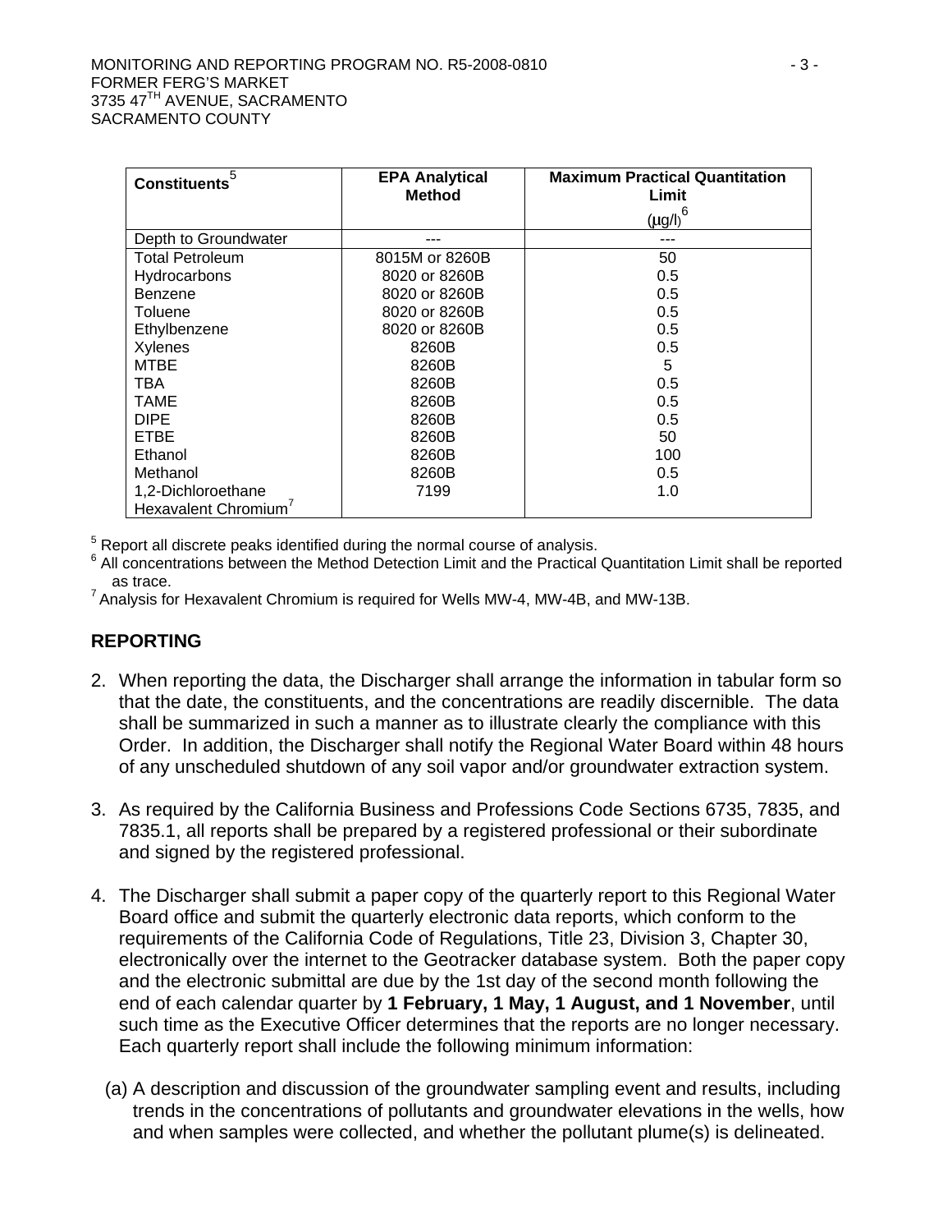| Constituents[5] | EPA Analytical Method | Maximum Practical Quantitation Limit (µg/l)[6] |
|---|---|---|
| Depth to Groundwater | --- | --- |
| Total Petroleum | 8015M or 8260B | 50 |
| Hydrocarbons | 8020 or 8260B | 0.5 |
| Benzene | 8020 or 8260B | 0.5 |
| Toluene | 8020 or 8260B | 0.5 |
| Ethylbenzene | 8020 or 8260B | 0.5 |
| Xylenes | 8260B | 0.5 |
| MTBE | 8260B | 5 |
| TBA | 8260B | 0.5 |
| TAME | 8260B | 0.5 |
| DIPE | 8260B | 0.5 |
| ETBE | 8260B | 50 |
| Ethanol | 8260B | 100 |
| Methanol | 8260B | 0.5 |
| 1,2-Dichloroethane | 7199 | 1.0 |
| Hexavalent Chromium[7] | | |

[5] Report all discrete peaks identified during the normal course of analysis.
[6] All concentrations between the Method Detection Limit and the Practical Quantitation Limit shall be reported as trace.
[7] Analysis for Hexavalent Chromium is required for Wells MW-4, MW-4B, and MW-13B.

## REPORTING

2. When reporting the data, the Discharger shall arrange the information in tabular form so that the date, the constituents, and the concentrations are readily discernible. The data shall be summarized in such a manner as to illustrate clearly the compliance with this Order. In addition, the Discharger shall notify the Regional Water Board within 48 hours of any unscheduled shutdown of any soil vapor and/or groundwater extraction system.

3. As required by the California Business and Professions Code Sections 6735, 7835, and 7835.1, all reports shall be prepared by a registered professional or their subordinate and signed by the registered professional.

4. The Discharger shall submit a paper copy of the quarterly report to this Regional Water Board office and submit the quarterly electronic data reports, which conform to the requirements of the California Code of Regulations, Title 23, Division 3, Chapter 30, electronically over the internet to the Geotracker database system. Both the paper copy and the electronic submittal are due by the 1st day of the second month following the end of each calendar quarter by **1 February, 1 May, 1 August, and 1 November**, until such time as the Executive Officer determines that the reports are no longer necessary. Each quarterly report shall include the following minimum information:

   (a) A description and discussion of the groundwater sampling event and results, including trends in the concentrations of pollutants and groundwater elevations in the wells, how and when samples were collected, and whether the pollutant plume(s) is delineated.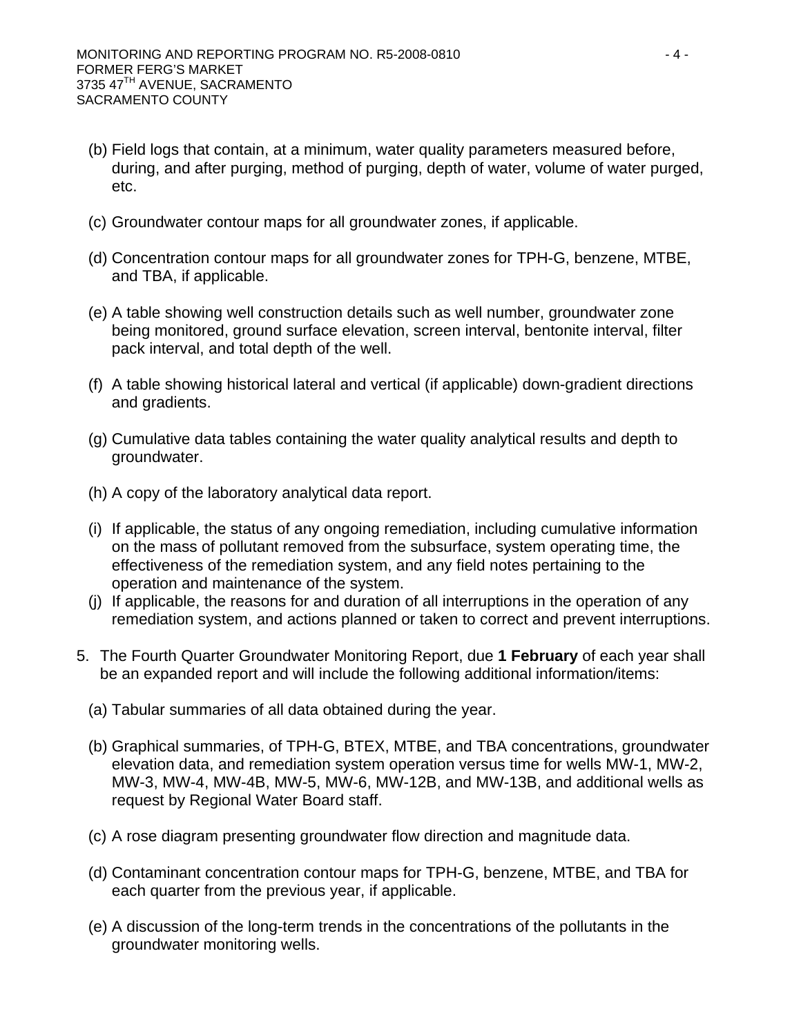(b) Field logs that contain, at a minimum, water quality parameters measured before, during, and after purging, method of purging, depth of water, volume of water purged, etc.

(c) Groundwater contour maps for all groundwater zones, if applicable.

(d) Concentration contour maps for all groundwater zones for TPH-G, benzene, MTBE, and TBA, if applicable.

(e) A table showing well construction details such as well number, groundwater zone being monitored, ground surface elevation, screen interval, bentonite interval, filter pack interval, and total depth of the well.

(f) A table showing historical lateral and vertical (if applicable) down-gradient directions and gradients.

(g) Cumulative data tables containing the water quality analytical results and depth to groundwater.

(h) A copy of the laboratory analytical data report.

(i) If applicable, the status of any ongoing remediation, including cumulative information on the mass of pollutant removed from the subsurface, system operating time, the effectiveness of the remediation system, and any field notes pertaining to the operation and maintenance of the system.

(j) If applicable, the reasons for and duration of all interruptions in the operation of any remediation system, and actions planned or taken to correct and prevent interruptions.

5. The Fourth Quarter Groundwater Monitoring Report, due **1 February** of each year shall be an expanded report and will include the following additional information/items:

(a) Tabular summaries of all data obtained during the year.

(b) Graphical summaries, of TPH-G, BTEX, MTBE, and TBA concentrations, groundwater elevation data, and remediation system operation versus time for wells MW-1, MW-2, MW-3, MW-4, MW-4B, MW-5, MW-6, MW-12B, and MW-13B, and additional wells as request by Regional Water Board staff.

(c) A rose diagram presenting groundwater flow direction and magnitude data.

(d) Contaminant concentration contour maps for TPH-G, benzene, MTBE, and TBA for each quarter from the previous year, if applicable.

(e) A discussion of the long-term trends in the concentrations of the pollutants in the groundwater monitoring wells.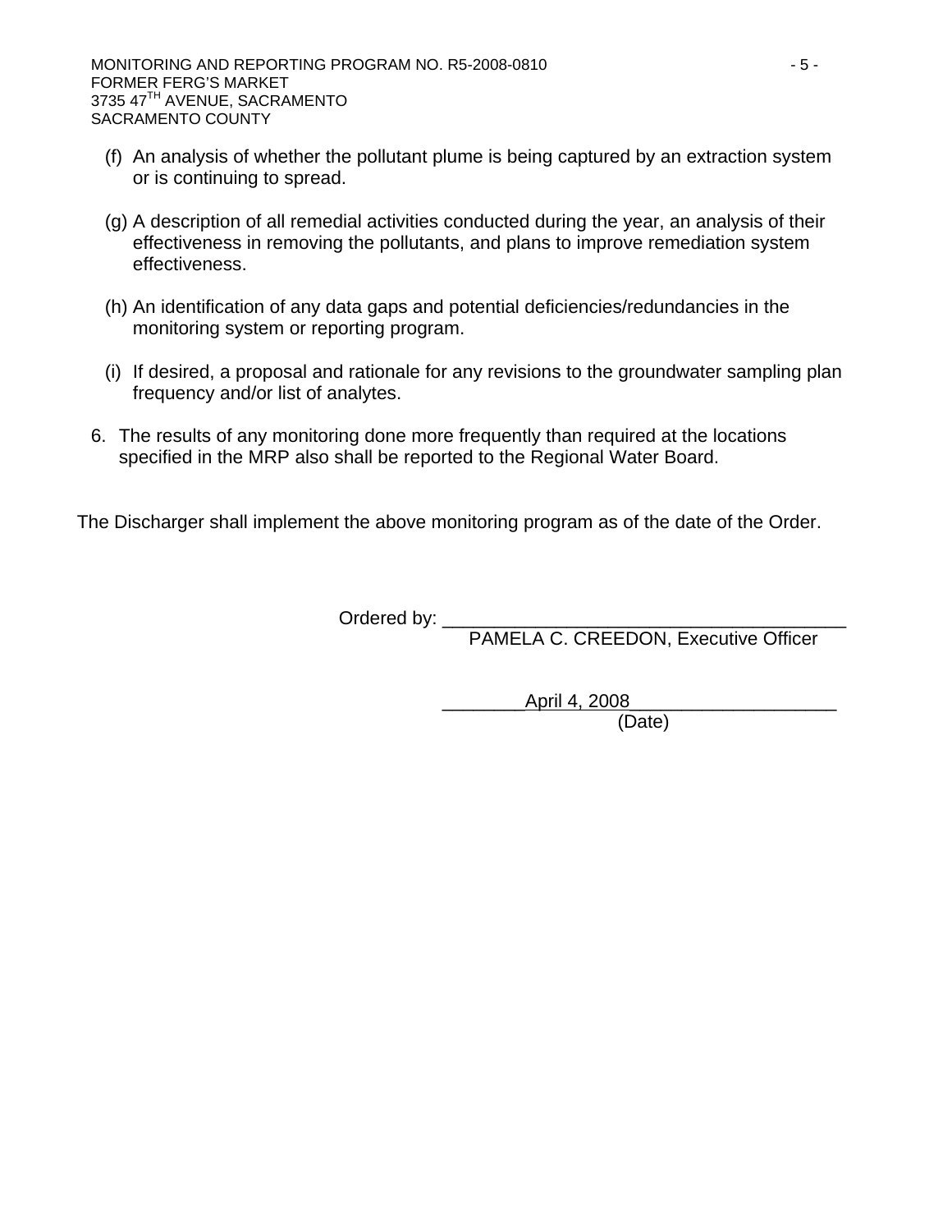(f) An analysis of whether the pollutant plume is being captured by an extraction system or is continuing to spread.

(g) A description of all remedial activities conducted during the year, an analysis of their effectiveness in removing the pollutants, and plans to improve remediation system effectiveness.

(h) An identification of any data gaps and potential deficiencies/redundancies in the monitoring system or reporting program.

(i) If desired, a proposal and rationale for any revisions to the groundwater sampling plan frequency and/or list of analytes.

6. The results of any monitoring done more frequently than required at the locations specified in the MRP also shall be reported to the Regional Water Board.

The Discharger shall implement the above monitoring program as of the date of the Order.

Ordered by: ______________________________________
PAMELA C. CREEDON, Executive Officer

________April 4, 2008____________________
(Date)